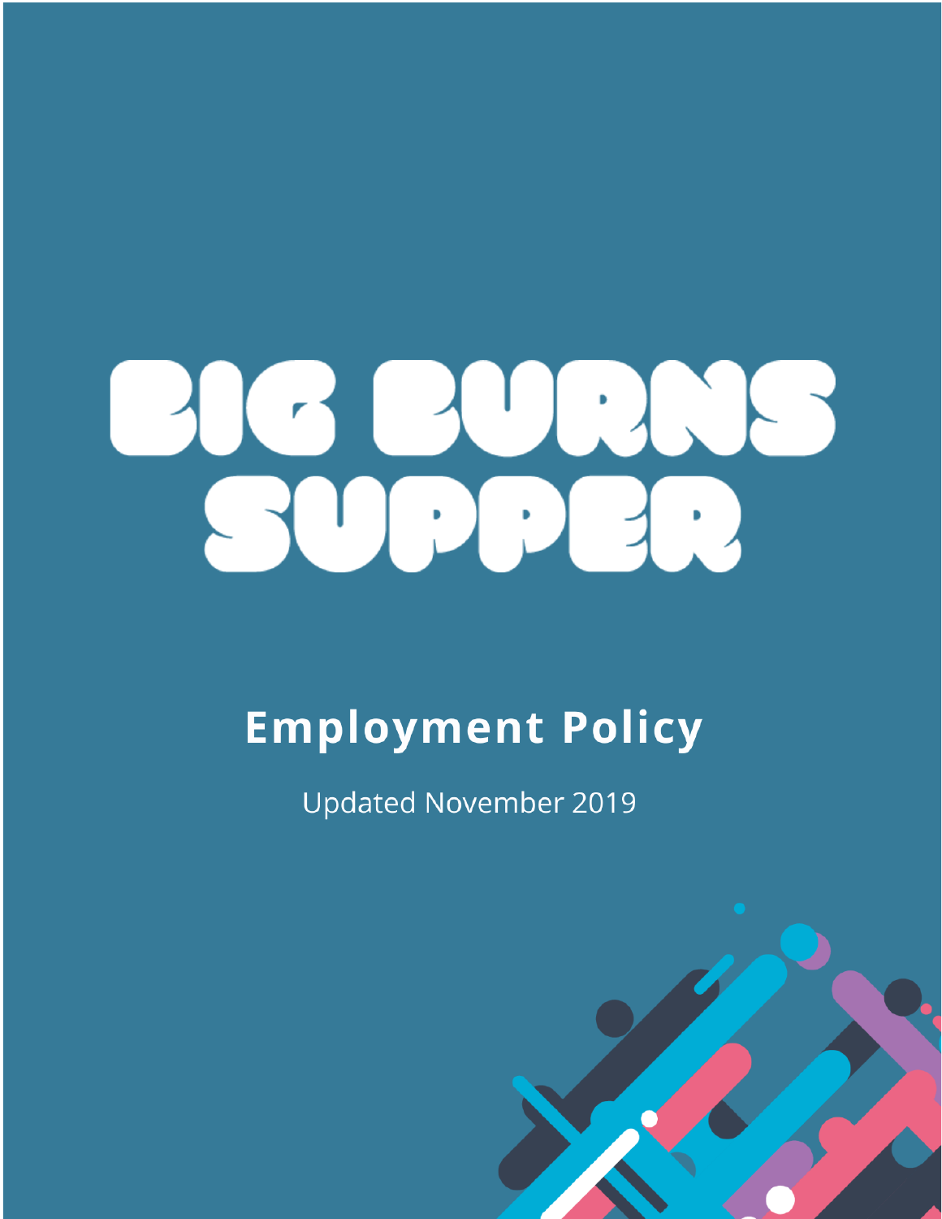# BIG BURNS SUPPER

## Employment Policy

Updated November 2019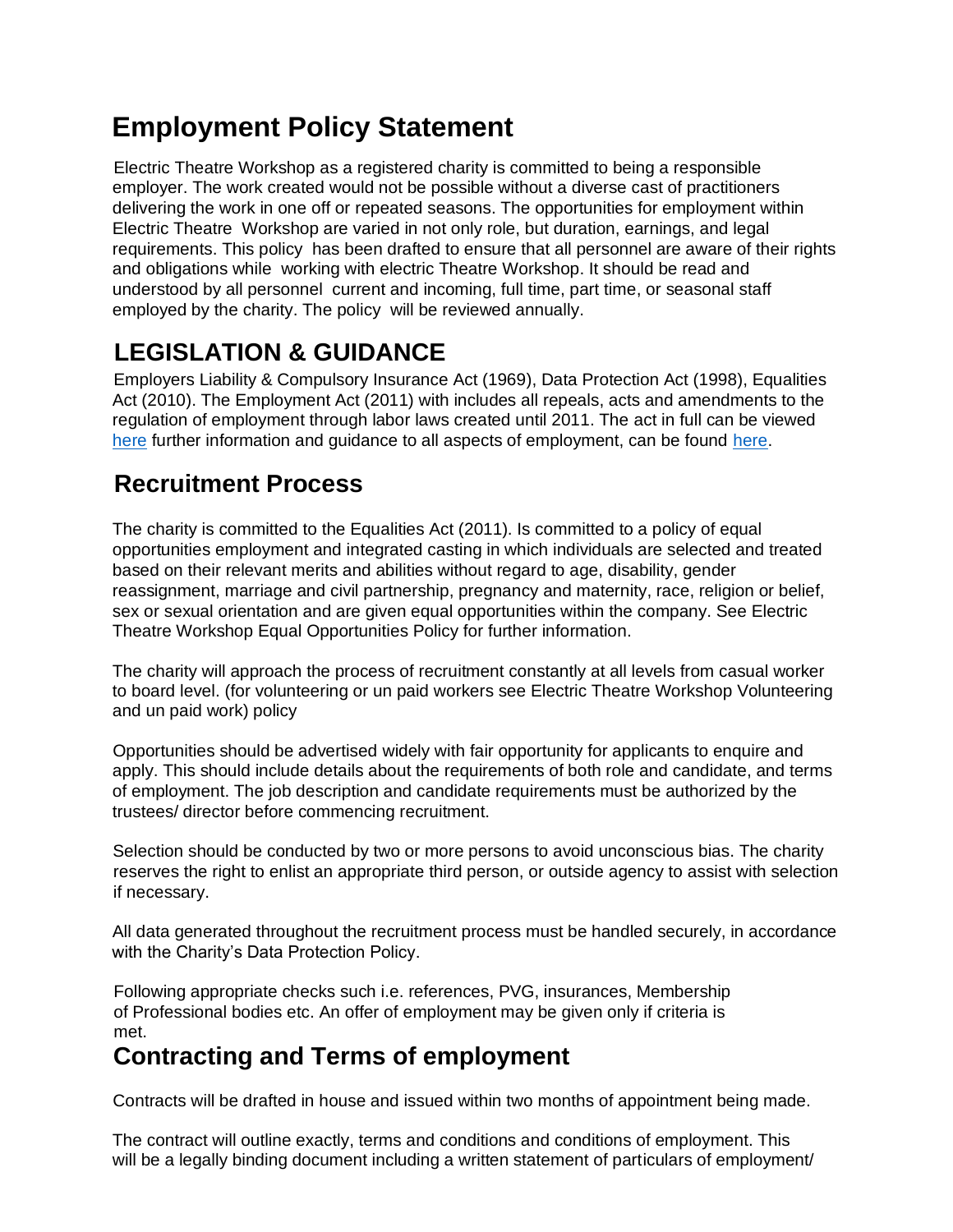// Employment Policy Statement

Electric Theatre Workshop as a registered charity is committed to being a responsible employer. The work created would not be possible without a diverse cast of practitioners delivering the work in one off or repeated seasons. The opportunities for employment within Electric Theatre Workshop are varied in not only role, but duration, earnings, and legal requirements. This policy has been drafted to ensure that all personnel are aware of their rights and obligations while working with electric Theatre Workshop. It should be read and understood by all personnel current and incoming, full time, part time, or seasonal staff employed by the charity. The policy will be reviewed annually.

## LEGISLATION & GUIDANCE

Employers Liability & Compulsory Insurance Act (1969), Data Protection Act (1998), Equalities Act (2010). The Employment Act (2011) with includes all repeals, acts and amendments to the regulation of employment through labor laws created until 2011. The act in full can be viewed here further information and guidance to all aspects of employment, can be found here.

## Recruitment Process

The charity is committed to the Equalities Act (2011). Is committed to a policy of equal opportunities employment and integrated casting in which individuals are selected and treated based on their relevant merits and abilities without regard to age, disability, gender reassignment, marriage and civil partnership, pregnancy and maternity, race, religion or belief, sex or sexual orientation and are given equal opportunities within the company. See Electric Theatre Workshop Equal Opportunities Policy for further information.

The charity will approach the process of recruitment constantly at all levels from casual worker to board level. (for volunteering or un paid workers see Electric Theatre Workshop Volunteering and un paid work) policy

Opportunities should be advertised widely with fair opportunity for applicants to enquire and apply. This should include details about the requirements of both role and candidate, and terms of employment. The job description and candidate requirements must be authorized by the trustees/ director before commencing recruitment.

Selection should be conducted by two or more persons to avoid unconscious bias. The charity reserves the right to enlist an appropriate third person, or outside agency to assist with selection if necessary.

All data generated throughout the recruitment process must be handled securely, in accordance with the Charity's Data Protection Policy.

Following appropriate checks such i.e. references, PVG, insurances, Membership of Professional bodies etc. An offer of employment may be given only if criteria is met.

## Contracting and Terms of employment

Contracts will be drafted in house and issued within two months of appointment being made.

The contract will outline exactly, terms and conditions and conditions of employment. This will be a legally binding document including a written statement of particulars of employment/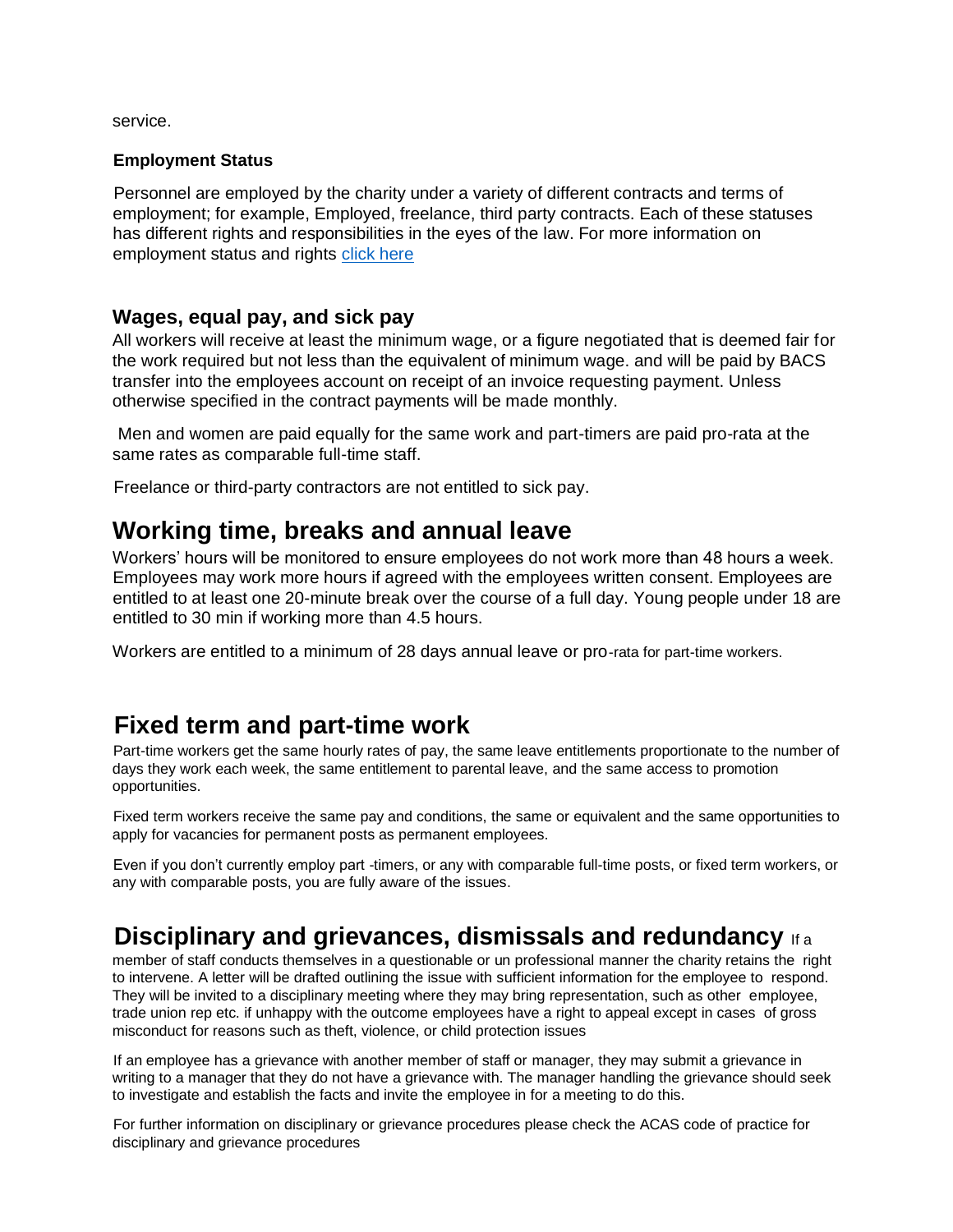service.

### Employment Status

Personnel are employed by the charity under a variety of different contracts and terms of employment; for example, Employed, freelance, third party contracts. Each of these statuses has different rights and responsibilities in the eyes of the law. For more information on employment status and rights [click here]()

### Wages, equal pay, and sick pay

All workers will receive at least the minimum wage, or a figure negotiated that is deemed fair for the work required but not less than the equivalent of minimum wage. and will be paid by BACS transfer into the employees account on receipt of an invoice requesting payment. Unless otherwise specified in the contract payments will be made monthly.

Men and women are paid equally for the same work and part-timers are paid pro-rata at the same rates as comparable full-time staff.

Freelance or third-party contractors are not entitled to sick pay.

## Working time, breaks and annual leave

Workers' hours will be monitored to ensure employees do not work more than 48 hours a week. Employees may work more hours if agreed with the employees written consent. Employees are entitled to at least one 20-minute break over the course of a full day. Young people under 18 are entitled to 30 min if working more than 4.5 hours.

Workers are entitled to a minimum of 28 days annual leave or pro-rata for part-time workers.

## Fixed term and part-time work

Part-time workers get the same hourly rates of pay, the same leave entitlements proportionate to the number of days they work each week, the same entitlement to parental leave, and the same access to promotion opportunities.

Fixed term workers receive the same pay and conditions, the same or equivalent and the same opportunities to apply for vacancies for permanent posts as permanent employees.

Even if you don't currently employ part -timers, or any with comparable full-time posts, or fixed term workers, or any with comparable posts, you are fully aware of the issues.

## Disciplinary and grievances, dismissals and redundancy

If a member of staff conducts themselves in a questionable or un professional manner the charity retains the right to intervene. A letter will be drafted outlining the issue with sufficient information for the employee to respond. They will be invited to a disciplinary meeting where they may bring representation, such as other employee, trade union rep etc. if unhappy with the outcome employees have a right to appeal except in cases of gross misconduct for reasons such as theft, violence, or child protection issues

If an employee has a grievance with another member of staff or manager, they may submit a grievance in writing to a manager that they do not have a grievance with. The manager handling the grievance should seek to investigate and establish the facts and invite the employee in for a meeting to do this.

For further information on disciplinary or grievance procedures please check the ACAS code of practice for disciplinary and grievance procedures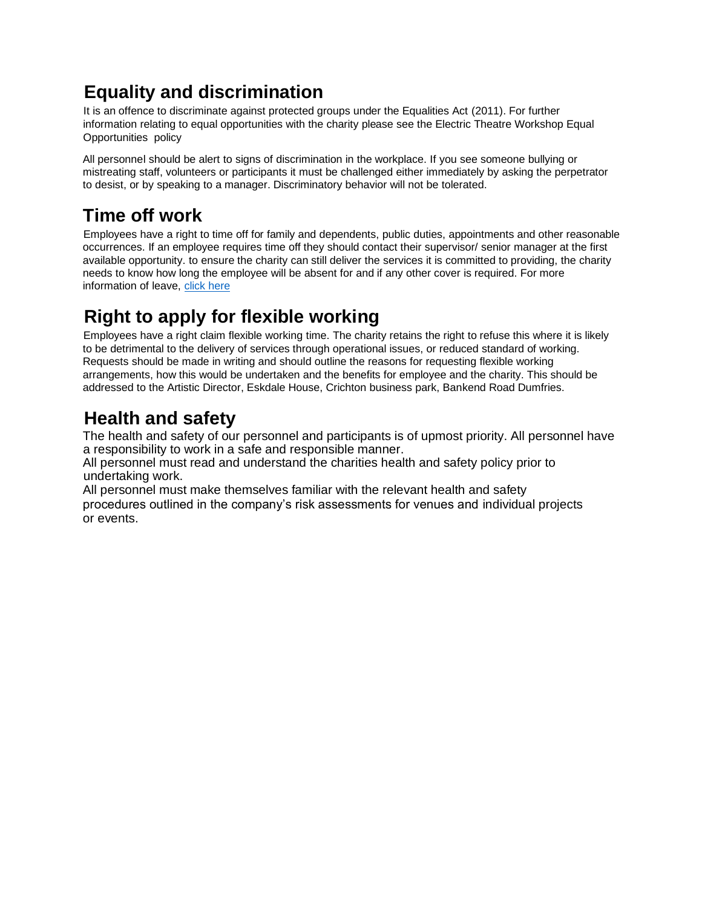## Equality and discrimination

It is an offence to discriminate against protected groups under the Equalities Act (2011). For further information relating to equal opportunities with the charity please see the Electric Theatre Workshop Equal Opportunities policy

All personnel should be alert to signs of discrimination in the workplace. If you see someone bullying or mistreating staff, volunteers or participants it must be challenged either immediately by asking the perpetrator to desist, or by speaking to a manager. Discriminatory behavior will not be tolerated.

## Time off work

Employees have a right to time off for family and dependents, public duties, appointments and other reasonable occurrences. If an employee requires time off they should contact their supervisor/ senior manager at the first available opportunity. to ensure the charity can still deliver the services it is committed to providing, the charity needs to know how long the employee will be absent for and if any other cover is required. For more information of leave, click here

## Right to apply for flexible working

Employees have a right claim flexible working time. The charity retains the right to refuse this where it is likely to be detrimental to the delivery of services through operational issues, or reduced standard of working. Requests should be made in writing and should outline the reasons for requesting flexible working arrangements, how this would be undertaken and the benefits for employee and the charity. This should be addressed to the Artistic Director, Eskdale House, Crichton business park, Bankend Road Dumfries.

## Health and safety

The health and safety of our personnel and participants is of upmost priority. All personnel have a responsibility to work in a safe and responsible manner.
All personnel must read and understand the charities health and safety policy prior to undertaking work.
All personnel must make themselves familiar with the relevant health and safety procedures outlined in the company's risk assessments for venues and individual projects or events.